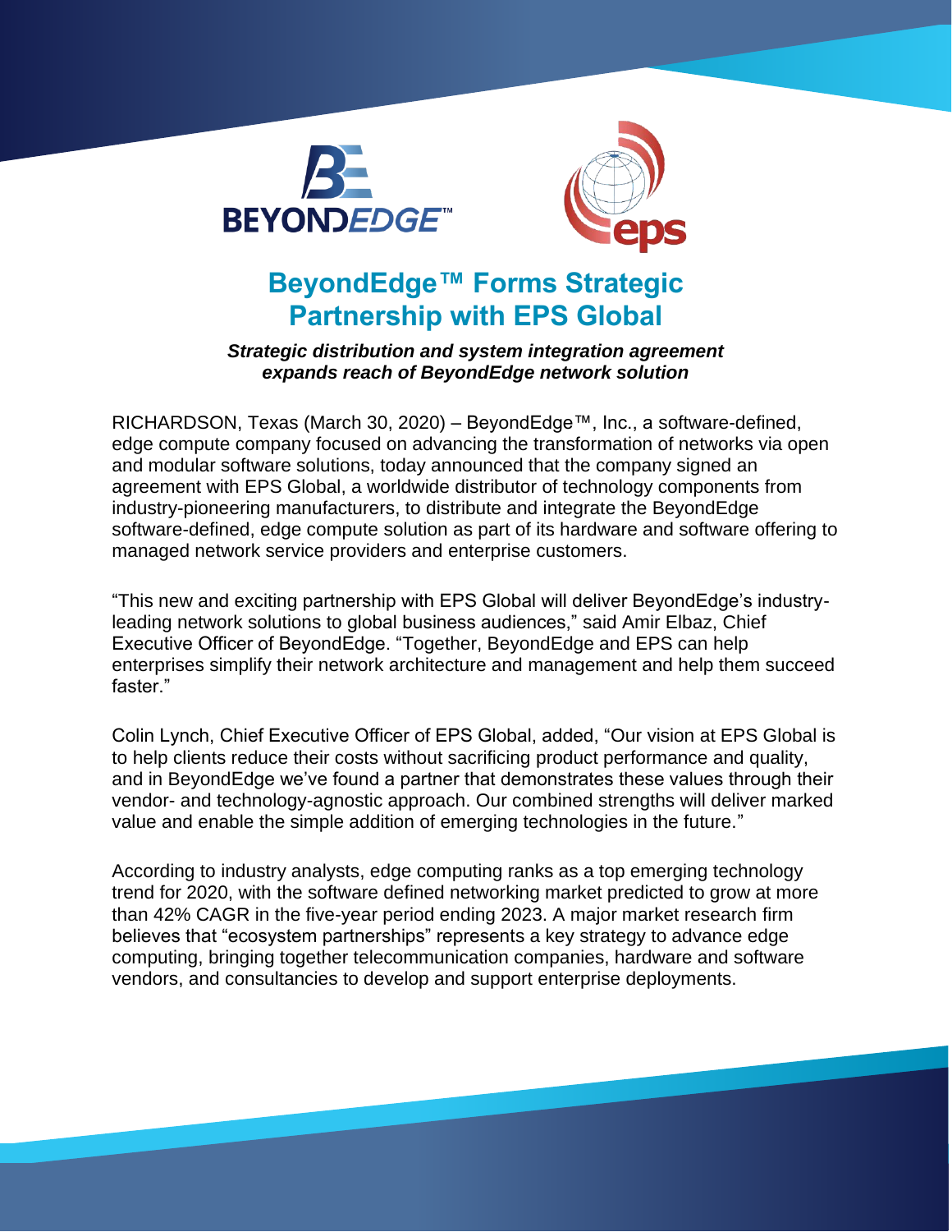# BeyondEdge™ Forms Strategic Partnership with EPS Global

***Strategic distribution and system integration agreement expands reach of BeyondEdge network solution***

RICHARDSON, Texas (March 30, 2020) – BeyondEdge™, Inc., a software-defined, edge compute company focused on advancing the transformation of networks via open and modular software solutions, today announced that the company signed an agreement with EPS Global, a worldwide distributor of technology components from industry-pioneering manufacturers, to distribute and integrate the BeyondEdge software-defined, edge compute solution as part of its hardware and software offering to managed network service providers and enterprise customers.

"This new and exciting partnership with EPS Global will deliver BeyondEdge's industry-leading network solutions to global business audiences," said Amir Elbaz, Chief Executive Officer of BeyondEdge. "Together, BeyondEdge and EPS can help enterprises simplify their network architecture and management and help them succeed faster."

Colin Lynch, Chief Executive Officer of EPS Global, added, "Our vision at EPS Global is to help clients reduce their costs without sacrificing product performance and quality, and in BeyondEdge we've found a partner that demonstrates these values through their vendor- and technology-agnostic approach. Our combined strengths will deliver marked value and enable the simple addition of emerging technologies in the future."

According to industry analysts, edge computing ranks as a top emerging technology trend for 2020, with the software defined networking market predicted to grow at more than 42% CAGR in the five-year period ending 2023. A major market research firm believes that "ecosystem partnerships" represents a key strategy to advance edge computing, bringing together telecommunication companies, hardware and software vendors, and consultancies to develop and support enterprise deployments.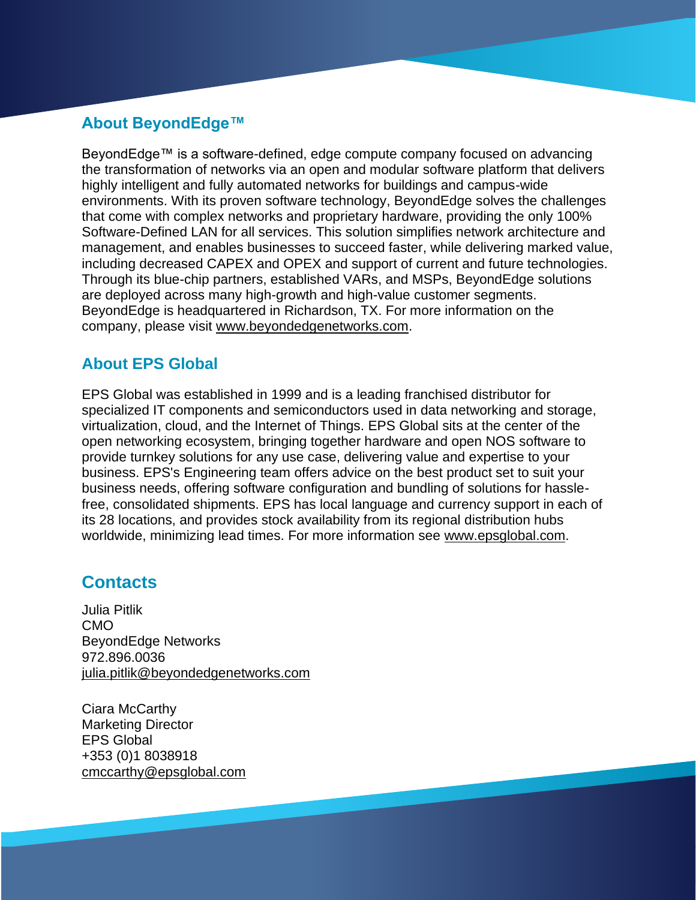## About BeyondEdge™

BeyondEdge™ is a software-defined, edge compute company focused on advancing the transformation of networks via an open and modular software platform that delivers highly intelligent and fully automated networks for buildings and campus-wide environments. With its proven software technology, BeyondEdge solves the challenges that come with complex networks and proprietary hardware, providing the only 100% Software-Defined LAN for all services. This solution simplifies network architecture and management, and enables businesses to succeed faster, while delivering marked value, including decreased CAPEX and OPEX and support of current and future technologies. Through its blue-chip partners, established VARs, and MSPs, BeyondEdge solutions are deployed across many high-growth and high-value customer segments. BeyondEdge is headquartered in Richardson, TX. For more information on the company, please visit www.beyondedgenetworks.com.

## About EPS Global

EPS Global was established in 1999 and is a leading franchised distributor for specialized IT components and semiconductors used in data networking and storage, virtualization, cloud, and the Internet of Things. EPS Global sits at the center of the open networking ecosystem, bringing together hardware and open NOS software to provide turnkey solutions for any use case, delivering value and expertise to your business. EPS's Engineering team offers advice on the best product set to suit your business needs, offering software configuration and bundling of solutions for hassle-free, consolidated shipments. EPS has local language and currency support in each of its 28 locations, and provides stock availability from its regional distribution hubs worldwide, minimizing lead times. For more information see www.epsglobal.com.

## Contacts

Julia Pitlik
CMO
BeyondEdge Networks
972.896.0036
julia.pitlik@beyondedgenetworks.com

Ciara McCarthy
Marketing Director
EPS Global
+353 (0)1 8038918
cmccarthy@epsglobal.com